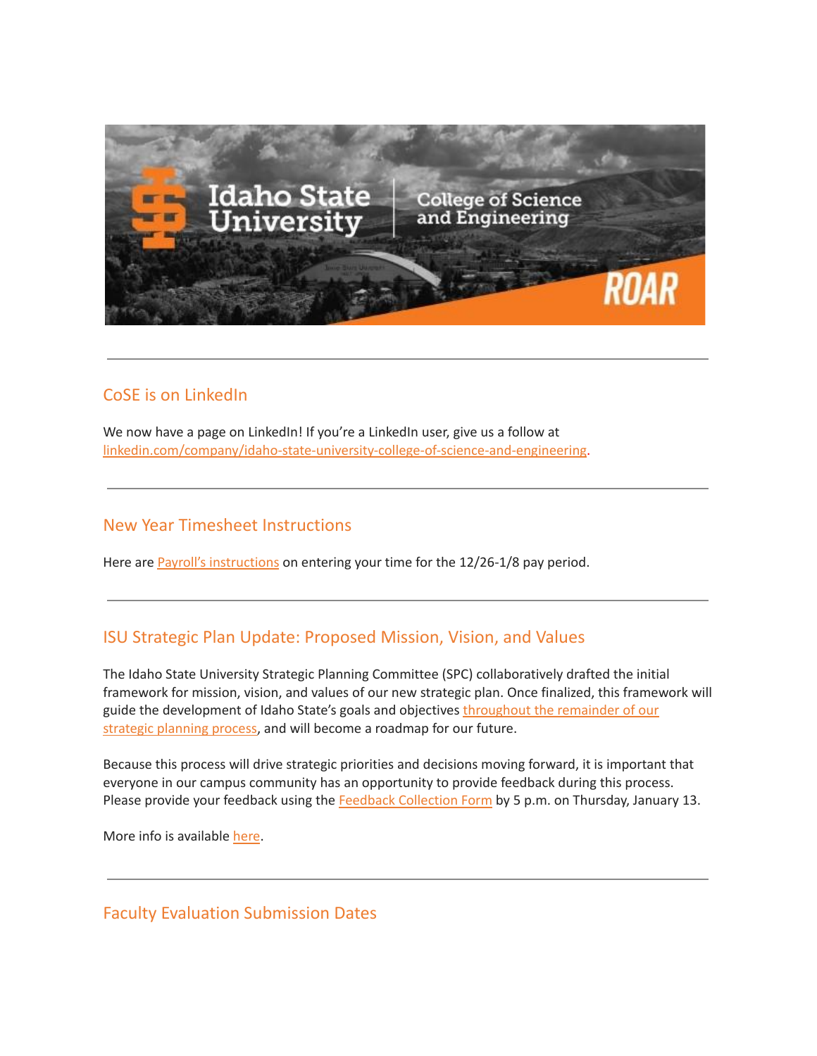## CoSE is on LinkedIn

We now have a page on LinkedIn! If you're a LinkedIn user, give us a follow at [linkedin.com/company/idaho-state-university-college-of-science-and-engineering](linkedin.com/company/idaho-state-university-college-of-science-and-engineering).

---

## New Year Timesheet Instructions

Here are Payroll's instructions on entering your time for the 12/26-1/8 pay period.

---

## ISU Strategic Plan Update: Proposed Mission, Vision, and Values

The Idaho State University Strategic Planning Committee (SPC) collaboratively drafted the initial framework for mission, vision, and values of our new strategic plan. Once finalized, this framework will guide the development of Idaho State's goals and objectives throughout the remainder of our strategic planning process, and will become a roadmap for our future.

Because this process will drive strategic priorities and decisions moving forward, it is important that everyone in our campus community has an opportunity to provide feedback during this process. Please provide your feedback using the Feedback Collection Form by 5 p.m. on Thursday, January 13.

More info is available here.

---

## Faculty Evaluation Submission Dates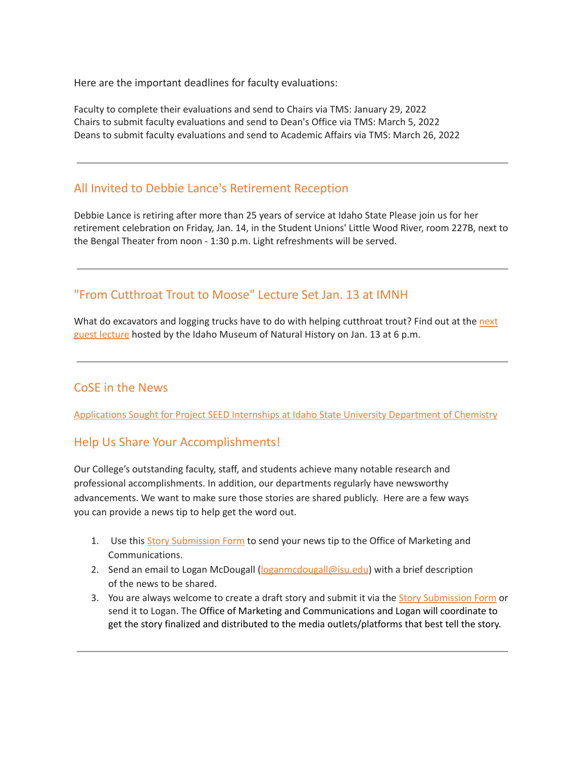Here are the important deadlines for faculty evaluations:

Faculty to complete their evaluations and send to Chairs via TMS: January 29, 2022
Chairs to submit faculty evaluations and send to Dean's Office via TMS: March 5, 2022
Deans to submit faculty evaluations and send to Academic Affairs via TMS: March 26, 2022

---

## All Invited to Debbie Lance's Retirement Reception

Debbie Lance is retiring after more than 25 years of service at Idaho State Please join us for her retirement celebration on Friday, Jan. 14, in the Student Unions' Little Wood River, room 227B, next to the Bengal Theater from noon - 1:30 p.m. Light refreshments will be served.

---

## "From Cutthroat Trout to Moose" Lecture Set Jan. 13 at IMNH

What do excavators and logging trucks have to do with helping cutthroat trout? Find out at the next guest lecture hosted by the Idaho Museum of Natural History on Jan. 13 at 6 p.m.

---

## CoSE in the News

Applications Sought for Project SEED Internships at Idaho State University Department of Chemistry

## Help Us Share Your Accomplishments!

Our College's outstanding faculty, staff, and students achieve many notable research and professional accomplishments. In addition, our departments regularly have newsworthy advancements. We want to make sure those stories are shared publicly. Here are a few ways you can provide a news tip to help get the word out.

1. Use this Story Submission Form to send your news tip to the Office of Marketing and Communications.
2. Send an email to Logan McDougall (loganmcdougall@isu.edu) with a brief description of the news to be shared.
3. You are always welcome to create a draft story and submit it via the Story Submission Form or send it to Logan. The Office of Marketing and Communications and Logan will coordinate to get the story finalized and distributed to the media outlets/platforms that best tell the story.

---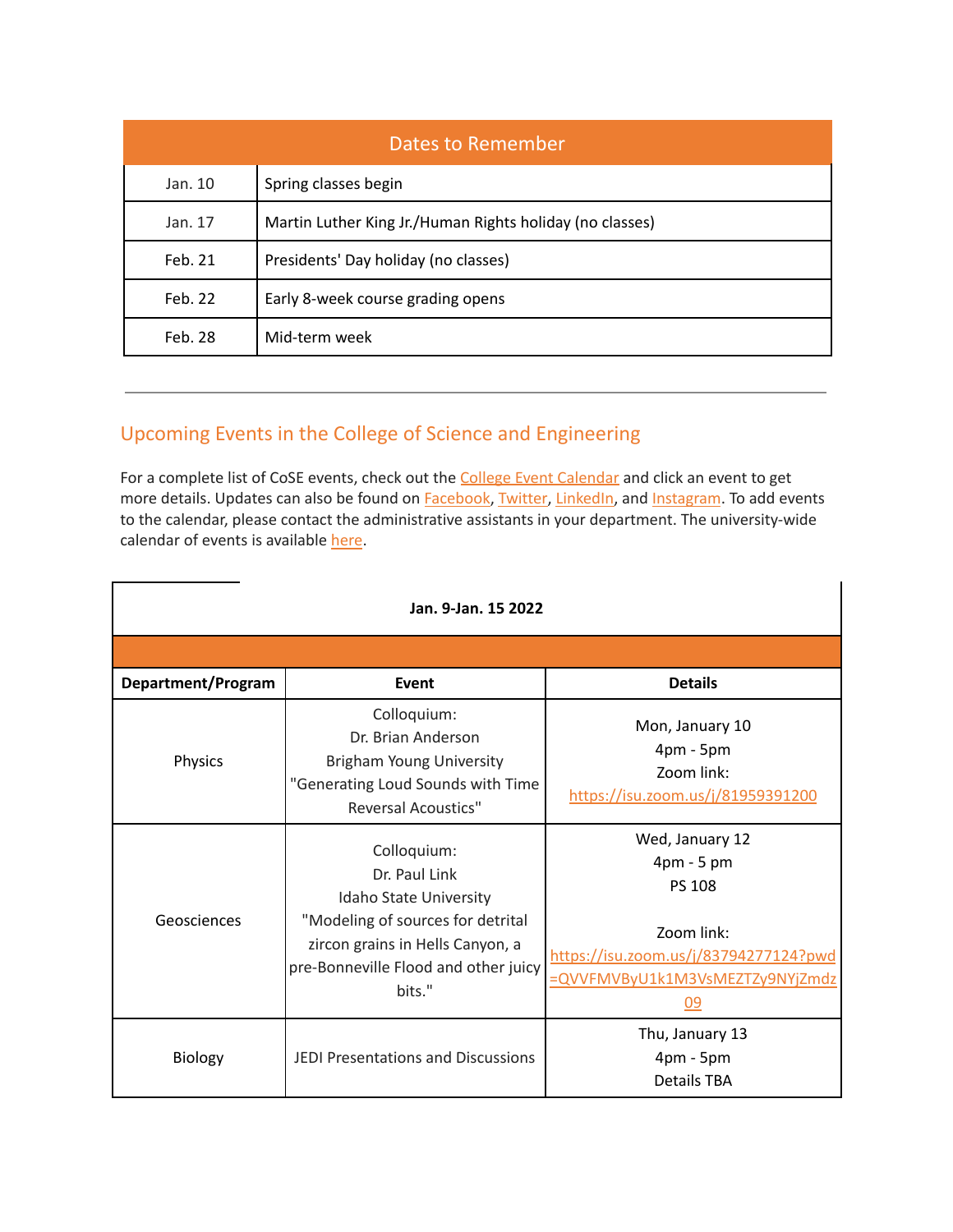| Dates to Remember | |
|---|---|
| Jan. 10 | Spring classes begin |
| Jan. 17 | Martin Luther King Jr./Human Rights holiday (no classes) |
| Feb. 21 | Presidents' Day holiday (no classes) |
| Feb. 22 | Early 8-week course grading opens |
| Feb. 28 | Mid-term week |

---

## Upcoming Events in the College of Science and Engineering

For a complete list of CoSE events, check out the College Event Calendar and click an event to get more details. Updates can also be found on Facebook, Twitter, LinkedIn, and Instagram. To add events to the calendar, please contact the administrative assistants in your department. The university-wide calendar of events is available here.

| **Jan. 9-Jan. 15 2022** | | |
|---|---|---|
| **Department/Program** | **Event** | **Details** |
| Physics | Colloquium:<br>Dr. Brian Anderson<br>Brigham Young University<br>"Generating Loud Sounds with Time Reversal Acoustics" | Mon, January 10<br>4pm - 5pm<br>Zoom link:<br>https://isu.zoom.us/j/81959391200 |
| Geosciences | Colloquium:<br>Dr. Paul Link<br>Idaho State University<br>"Modeling of sources for detrital zircon grains in Hells Canyon, a pre-Bonneville Flood and other juicy bits." | Wed, January 12<br>4pm - 5 pm<br>PS 108<br><br>Zoom link:<br>https://isu.zoom.us/j/83794277124?pwd=QVVFMVByU1k1M3VsMEZTZy9NYjZmdz09 |
| Biology | JEDI Presentations and Discussions | Thu, January 13<br>4pm - 5pm<br>Details TBA |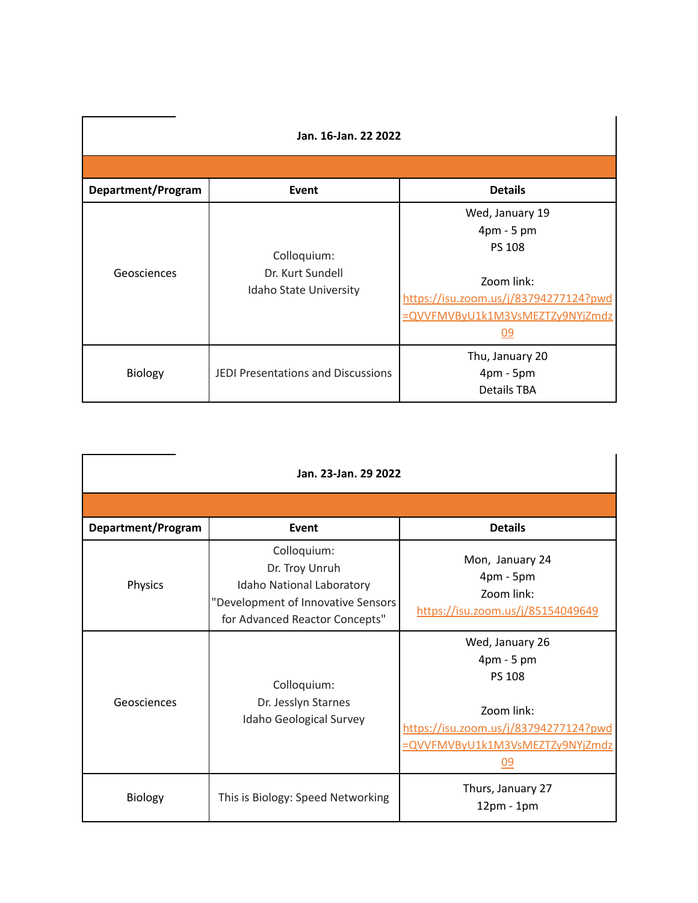| Jan. 16-Jan. 22 2022 | | |
|---|---|---|
| **Department/Program** | **Event** | **Details** |
| Geosciences | Colloquium: Dr. Kurt Sundell Idaho State University | Wed, January 19 4pm - 5 pm PS 108 Zoom link: https://isu.zoom.us/j/83794277124?pwd=QVVFMVByU1k1M3VsMEZTZy9NYjZmdz09 |
| Biology | JEDI Presentations and Discussions | Thu, January 20 4pm - 5pm Details TBA |

| Jan. 23-Jan. 29 2022 | | |
|---|---|---|
| **Department/Program** | **Event** | **Details** |
| Physics | Colloquium: Dr. Troy Unruh Idaho National Laboratory "Development of Innovative Sensors for Advanced Reactor Concepts" | Mon, January 24 4pm - 5pm Zoom link: https://isu.zoom.us/j/85154049649 |
| Geosciences | Colloquium: Dr. Jesslyn Starnes Idaho Geological Survey | Wed, January 26 4pm - 5 pm PS 108 Zoom link: https://isu.zoom.us/j/83794277124?pwd=QVVFMVByU1k1M3VsMEZTZy9NYjZmdz09 |
| Biology | This is Biology: Speed Networking | Thurs, January 27 12pm - 1pm |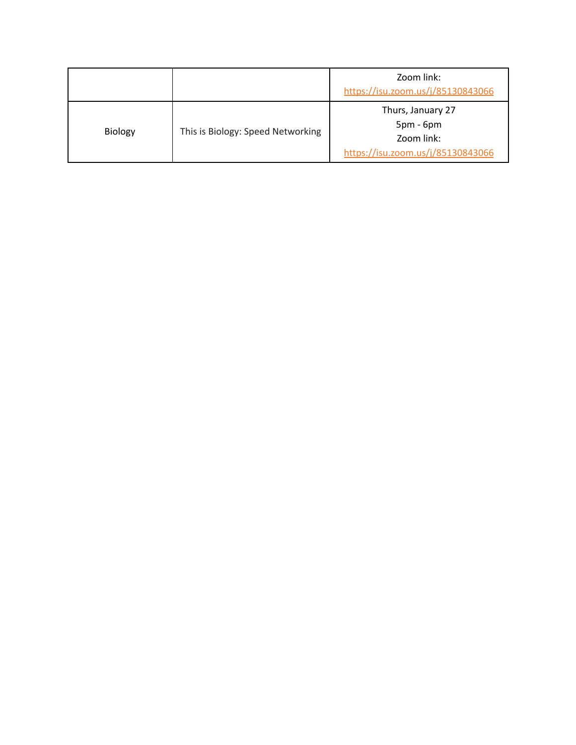| | | |
|---|---|---|
| | | Zoom link: https://isu.zoom.us/j/85130843066 |
| Biology | This is Biology: Speed Networking | Thurs, January 27<br>5pm - 6pm<br>Zoom link:<br>https://isu.zoom.us/j/85130843066 |